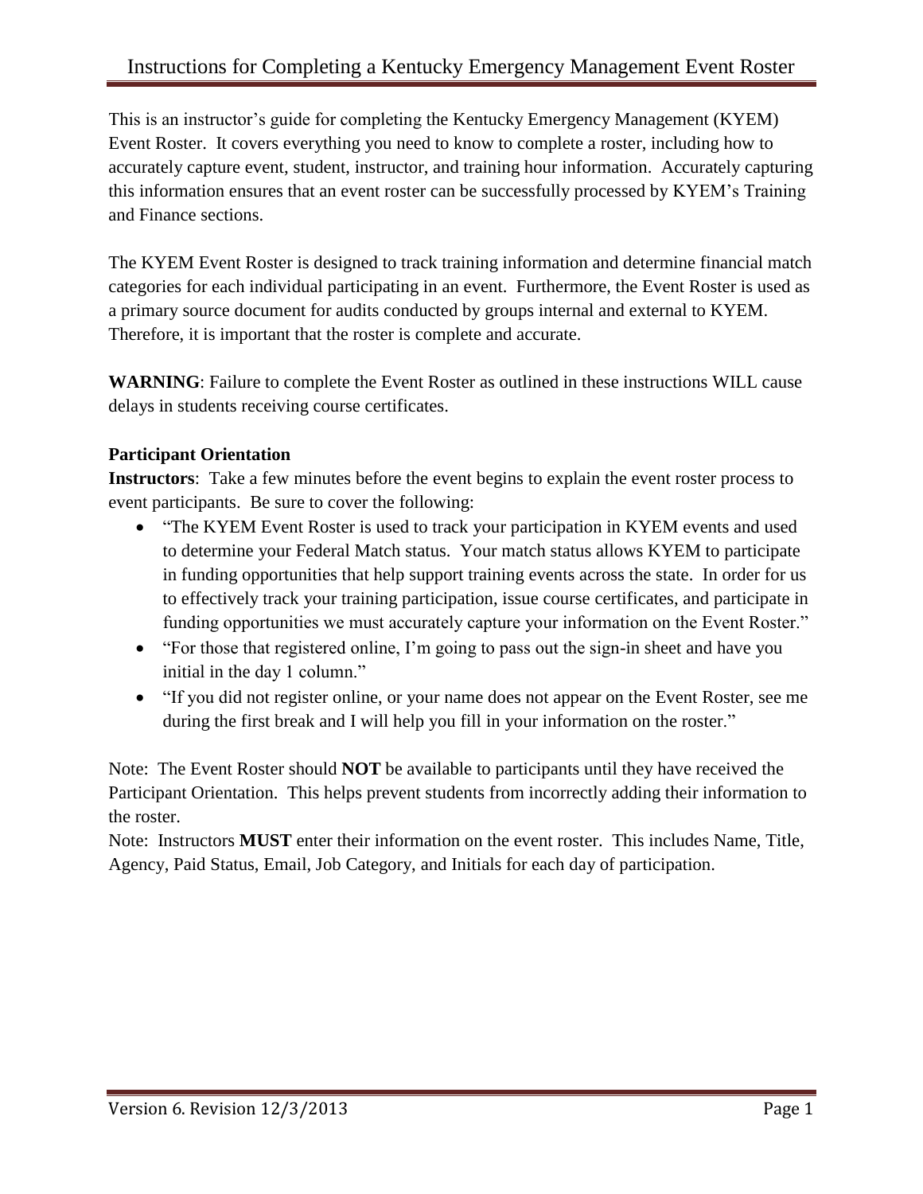# Instructions for Completing a Kentucky Emergency Management Event Roster

This is an instructor's guide for completing the Kentucky Emergency Management (KYEM) Event Roster. It covers everything you need to know to complete a roster, including how to accurately capture event, student, instructor, and training hour information. Accurately capturing this information ensures that an event roster can be successfully processed by KYEM's Training and Finance sections.

The KYEM Event Roster is designed to track training information and determine financial match categories for each individual participating in an event. Furthermore, the Event Roster is used as a primary source document for audits conducted by groups internal and external to KYEM. Therefore, it is important that the roster is complete and accurate.

**WARNING**: Failure to complete the Event Roster as outlined in these instructions WILL cause delays in students receiving course certificates.

**Participant Orientation**

**Instructors**: Take a few minutes before the event begins to explain the event roster process to event participants. Be sure to cover the following:

- "The KYEM Event Roster is used to track your participation in KYEM events and used to determine your Federal Match status. Your match status allows KYEM to participate in funding opportunities that help support training events across the state. In order for us to effectively track your training participation, issue course certificates, and participate in funding opportunities we must accurately capture your information on the Event Roster."
- "For those that registered online, I'm going to pass out the sign-in sheet and have you initial in the day 1 column."
- "If you did not register online, or your name does not appear on the Event Roster, see me during the first break and I will help you fill in your information on the roster."

Note: The Event Roster should **NOT** be available to participants until they have received the Participant Orientation. This helps prevent students from incorrectly adding their information to the roster.

Note: Instructors **MUST** enter their information on the event roster. This includes Name, Title, Agency, Paid Status, Email, Job Category, and Initials for each day of participation.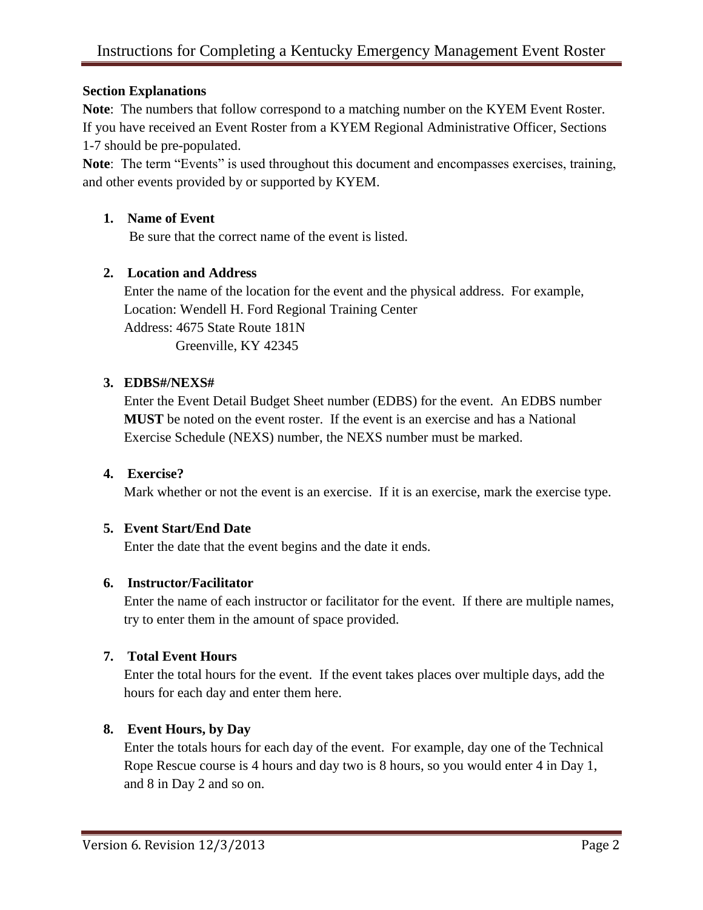**Section Explanations**

**Note**: The numbers that follow correspond to a matching number on the KYEM Event Roster. If you have received an Event Roster from a KYEM Regional Administrative Officer, Sections 1-7 should be pre-populated.

**Note**: The term "Events" is used throughout this document and encompasses exercises, training, and other events provided by or supported by KYEM.

1. **Name of Event**
   Be sure that the correct name of the event is listed.

2. **Location and Address**
   Enter the name of the location for the event and the physical address. For example,
   Location: Wendell H. Ford Regional Training Center
   Address: 4675 State Route 181N
   Greenville, KY 42345

3. **EDBS#/NEXS#**
   Enter the Event Detail Budget Sheet number (EDBS) for the event. An EDBS number **MUST** be noted on the event roster. If the event is an exercise and has a National Exercise Schedule (NEXS) number, the NEXS number must be marked.

4. **Exercise?**
   Mark whether or not the event is an exercise. If it is an exercise, mark the exercise type.

5. **Event Start/End Date**
   Enter the date that the event begins and the date it ends.

6. **Instructor/Facilitator**
   Enter the name of each instructor or facilitator for the event. If there are multiple names, try to enter them in the amount of space provided.

7. **Total Event Hours**
   Enter the total hours for the event. If the event takes places over multiple days, add the hours for each day and enter them here.

8. **Event Hours, by Day**
   Enter the totals hours for each day of the event. For example, day one of the Technical Rope Rescue course is 4 hours and day two is 8 hours, so you would enter 4 in Day 1, and 8 in Day 2 and so on.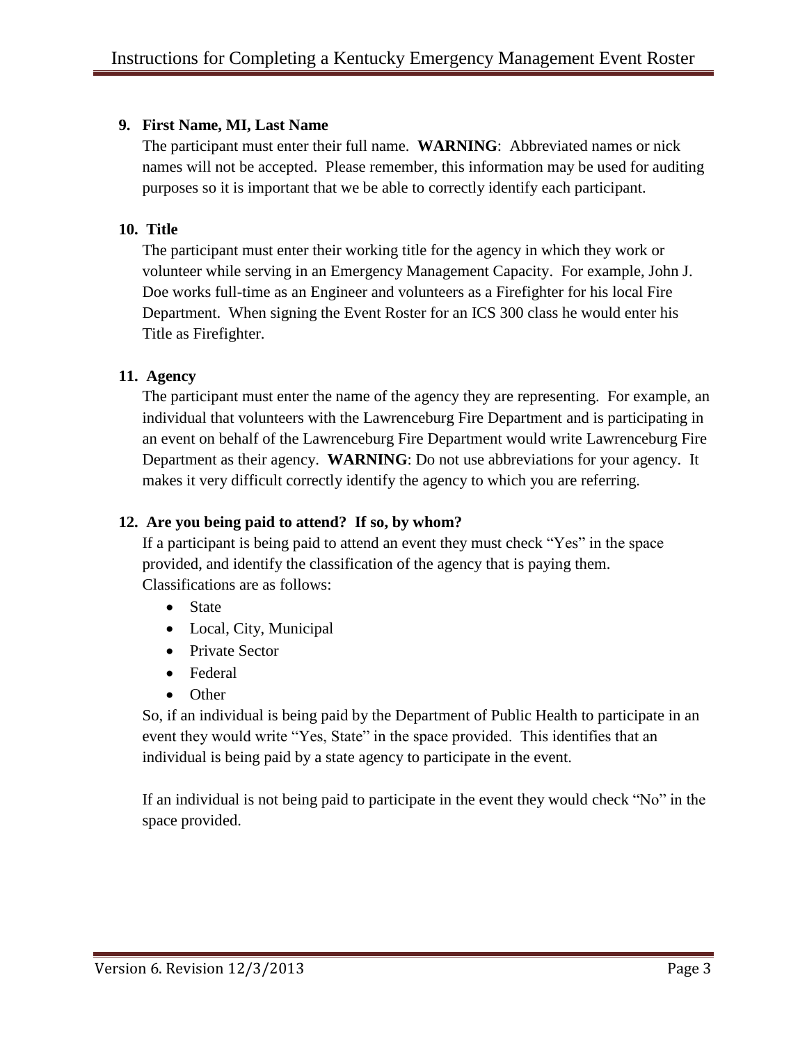**9. First Name, MI, Last Name**

The participant must enter their full name. **WARNING**: Abbreviated names or nick names will not be accepted. Please remember, this information may be used for auditing purposes so it is important that we be able to correctly identify each participant.

**10. Title**

The participant must enter their working title for the agency in which they work or volunteer while serving in an Emergency Management Capacity. For example, John J. Doe works full-time as an Engineer and volunteers as a Firefighter for his local Fire Department. When signing the Event Roster for an ICS 300 class he would enter his Title as Firefighter.

**11. Agency**

The participant must enter the name of the agency they are representing. For example, an individual that volunteers with the Lawrenceburg Fire Department and is participating in an event on behalf of the Lawrenceburg Fire Department would write Lawrenceburg Fire Department as their agency. **WARNING**: Do not use abbreviations for your agency. It makes it very difficult correctly identify the agency to which you are referring.

**12. Are you being paid to attend? If so, by whom?**

If a participant is being paid to attend an event they must check "Yes" in the space provided, and identify the classification of the agency that is paying them. Classifications are as follows:

- State
- Local, City, Municipal
- Private Sector
- Federal
- Other

So, if an individual is being paid by the Department of Public Health to participate in an event they would write "Yes, State" in the space provided. This identifies that an individual is being paid by a state agency to participate in the event.

If an individual is not being paid to participate in the event they would check "No" in the space provided.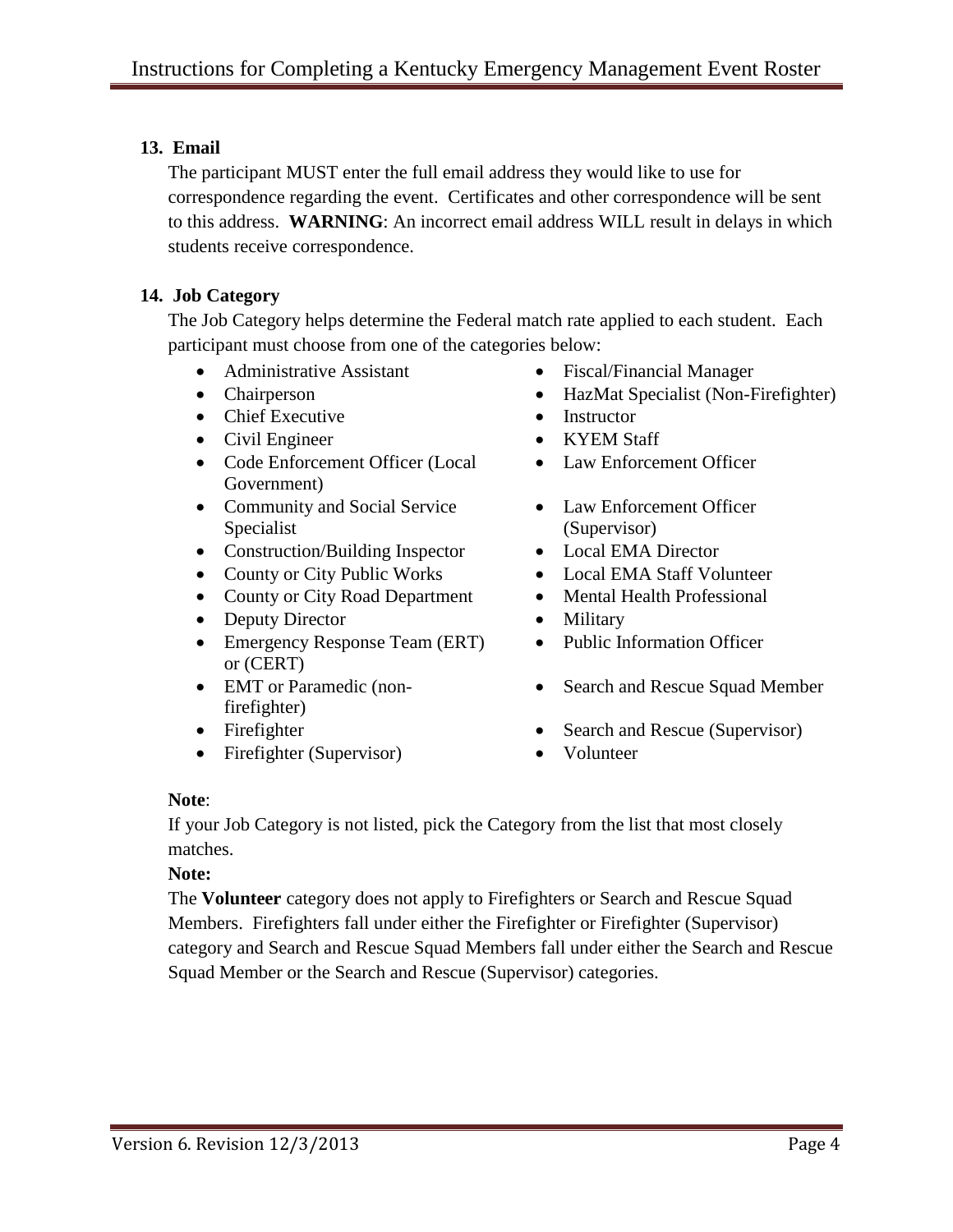## 13. Email

The participant MUST enter the full email address they would like to use for correspondence regarding the event. Certificates and other correspondence will be sent to this address. **WARNING**: An incorrect email address WILL result in delays in which students receive correspondence.

## 14. Job Category

The Job Category helps determine the Federal match rate applied to each student. Each participant must choose from one of the categories below:

- Administrative Assistant
- Chairperson
- Chief Executive
- Civil Engineer
- Code Enforcement Officer (Local Government)
- Community and Social Service Specialist
- Construction/Building Inspector
- County or City Public Works
- County or City Road Department
- Deputy Director
- Emergency Response Team (ERT) or (CERT)
- EMT or Paramedic (non-firefighter)
- Firefighter
- Firefighter (Supervisor)
- Fiscal/Financial Manager
- HazMat Specialist (Non-Firefighter)
- Instructor
- KYEM Staff
- Law Enforcement Officer
- Law Enforcement Officer (Supervisor)
- Local EMA Director
- Local EMA Staff Volunteer
- Mental Health Professional
- Military
- Public Information Officer
- Search and Rescue Squad Member
- Search and Rescue (Supervisor)
- Volunteer

**Note**:
If your Job Category is not listed, pick the Category from the list that most closely matches.

**Note:**
The **Volunteer** category does not apply to Firefighters or Search and Rescue Squad Members. Firefighters fall under either the Firefighter or Firefighter (Supervisor) category and Search and Rescue Squad Members fall under either the Search and Rescue Squad Member or the Search and Rescue (Supervisor) categories.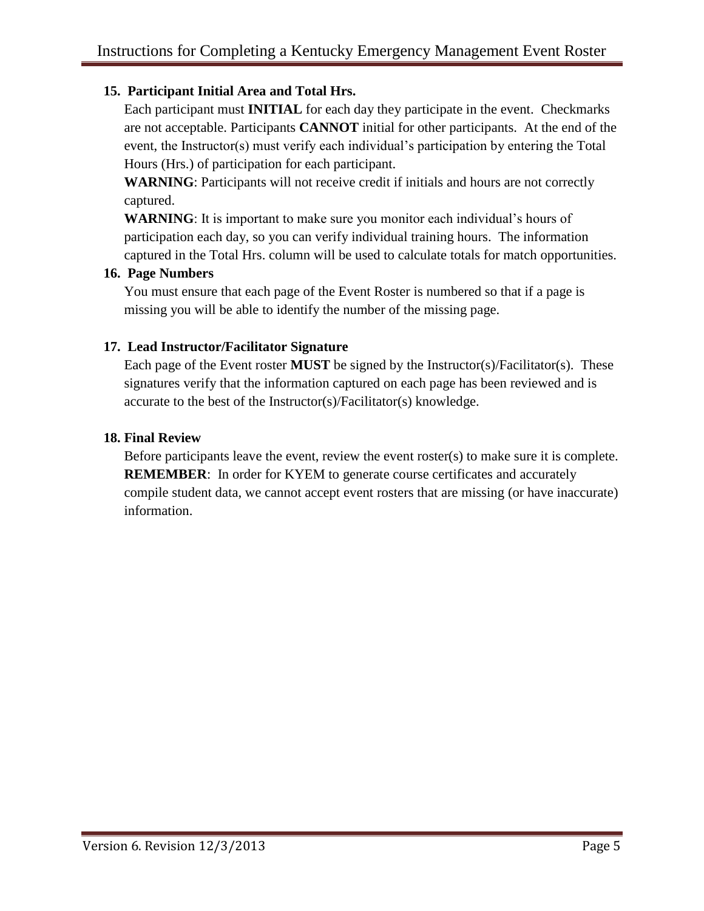### 15. Participant Initial Area and Total Hrs.

Each participant must **INITIAL** for each day they participate in the event. Checkmarks are not acceptable. Participants **CANNOT** initial for other participants. At the end of the event, the Instructor(s) must verify each individual's participation by entering the Total Hours (Hrs.) of participation for each participant.

**WARNING**: Participants will not receive credit if initials and hours are not correctly captured.

**WARNING**: It is important to make sure you monitor each individual's hours of participation each day, so you can verify individual training hours. The information captured in the Total Hrs. column will be used to calculate totals for match opportunities.

### 16. Page Numbers

You must ensure that each page of the Event Roster is numbered so that if a page is missing you will be able to identify the number of the missing page.

### 17. Lead Instructor/Facilitator Signature

Each page of the Event roster **MUST** be signed by the Instructor(s)/Facilitator(s). These signatures verify that the information captured on each page has been reviewed and is accurate to the best of the Instructor(s)/Facilitator(s) knowledge.

### 18. Final Review

Before participants leave the event, review the event roster(s) to make sure it is complete.
**REMEMBER**: In order for KYEM to generate course certificates and accurately compile student data, we cannot accept event rosters that are missing (or have inaccurate) information.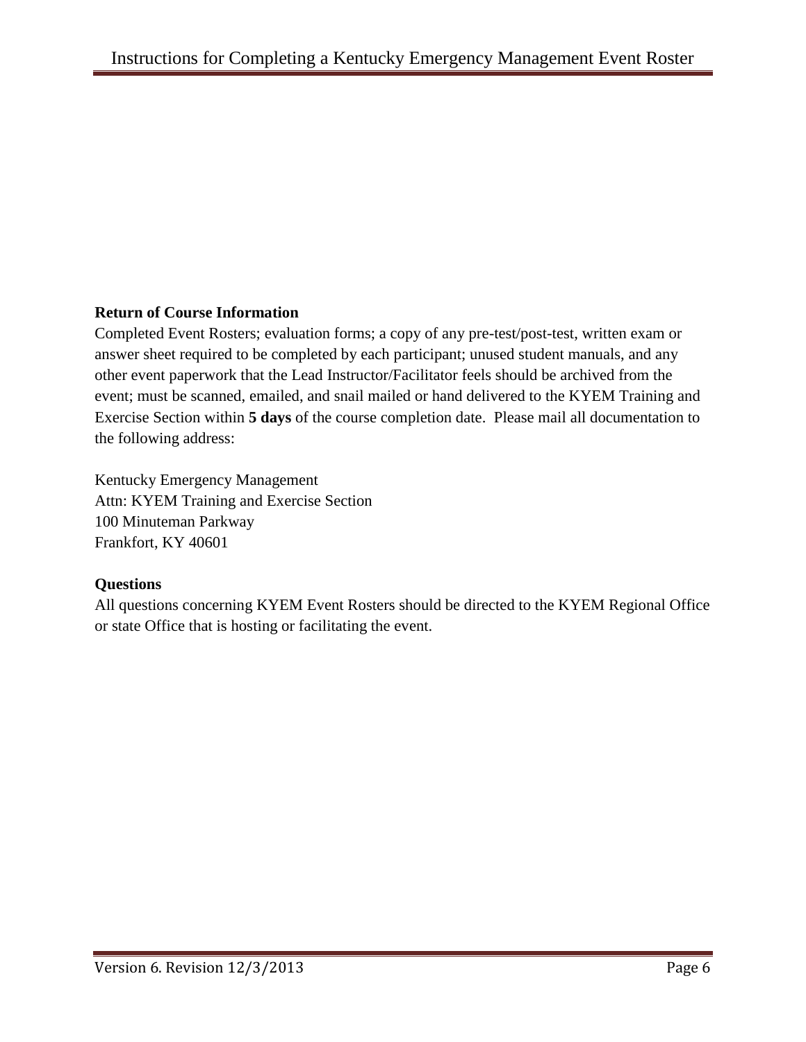**Return of Course Information**

Completed Event Rosters; evaluation forms; a copy of any pre-test/post-test, written exam or answer sheet required to be completed by each participant; unused student manuals, and any other event paperwork that the Lead Instructor/Facilitator feels should be archived from the event; must be scanned, emailed, and snail mailed or hand delivered to the KYEM Training and Exercise Section within **5 days** of the course completion date. Please mail all documentation to the following address:

Kentucky Emergency Management
Attn: KYEM Training and Exercise Section
100 Minuteman Parkway
Frankfort, KY 40601

**Questions**

All questions concerning KYEM Event Rosters should be directed to the KYEM Regional Office or state Office that is hosting or facilitating the event.